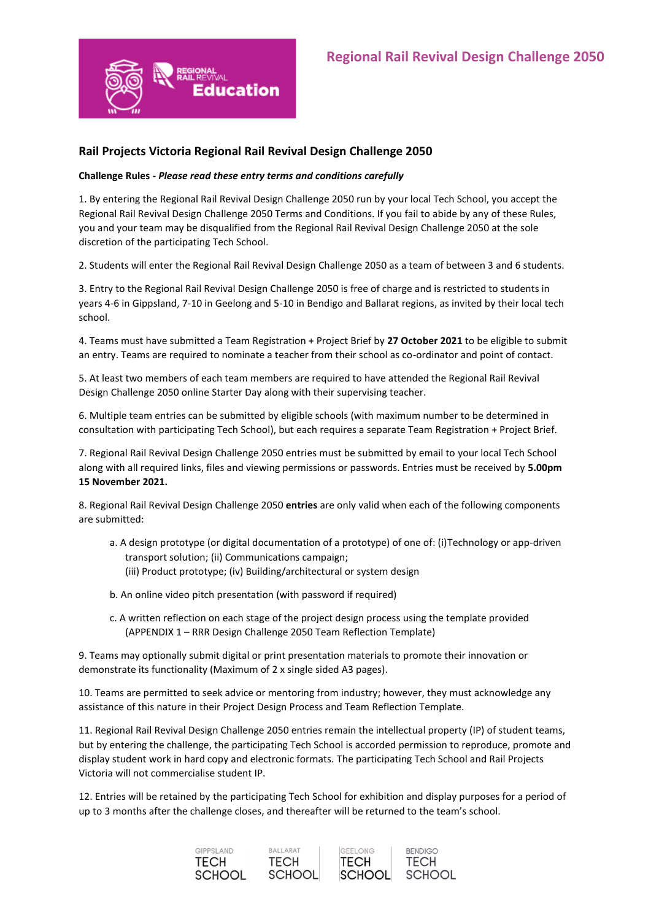# Rail Projects Victoria Regional Rail Revival Design Challenge 2050

**Challenge Rules -** ***Please read these entry terms and conditions carefully***

1. By entering the Regional Rail Revival Design Challenge 2050 run by your local Tech School, you accept the Regional Rail Revival Design Challenge 2050 Terms and Conditions. If you fail to abide by any of these Rules, you and your team may be disqualified from the Regional Rail Revival Design Challenge 2050 at the sole discretion of the participating Tech School.

2. Students will enter the Regional Rail Revival Design Challenge 2050 as a team of between 3 and 6 students.

3. Entry to the Regional Rail Revival Design Challenge 2050 is free of charge and is restricted to students in years 4-6 in Gippsland, 7-10 in Geelong and 5-10 in Bendigo and Ballarat regions, as invited by their local tech school.

4. Teams must have submitted a Team Registration + Project Brief by **27 October 2021** to be eligible to submit an entry. Teams are required to nominate a teacher from their school as co-ordinator and point of contact.

5. At least two members of each team members are required to have attended the Regional Rail Revival Design Challenge 2050 online Starter Day along with their supervising teacher.

6. Multiple team entries can be submitted by eligible schools (with maximum number to be determined in consultation with participating Tech School), but each requires a separate Team Registration + Project Brief.

7. Regional Rail Revival Design Challenge 2050 entries must be submitted by email to your local Tech School along with all required links, files and viewing permissions or passwords. Entries must be received by **5.00pm 15 November 2021.**

8. Regional Rail Revival Design Challenge 2050 **entries** are only valid when each of the following components are submitted:

   a. A design prototype (or digital documentation of a prototype) of one of: (i)Technology or app-driven transport solution; (ii) Communications campaign;
      (iii) Product prototype; (iv) Building/architectural or system design

   b. An online video pitch presentation (with password if required)

   c. A written reflection on each stage of the project design process using the template provided (APPENDIX 1 – RRR Design Challenge 2050 Team Reflection Template)

9. Teams may optionally submit digital or print presentation materials to promote their innovation or demonstrate its functionality (Maximum of 2 x single sided A3 pages).

10. Teams are permitted to seek advice or mentoring from industry; however, they must acknowledge any assistance of this nature in their Project Design Process and Team Reflection Template.

11. Regional Rail Revival Design Challenge 2050 entries remain the intellectual property (IP) of student teams, but by entering the challenge, the participating Tech School is accorded permission to reproduce, promote and display student work in hard copy and electronic formats. The participating Tech School and Rail Projects Victoria will not commercialise student IP.

12. Entries will be retained by the participating Tech School for exhibition and display purposes for a period of up to 3 months after the challenge closes, and thereafter will be returned to the team's school.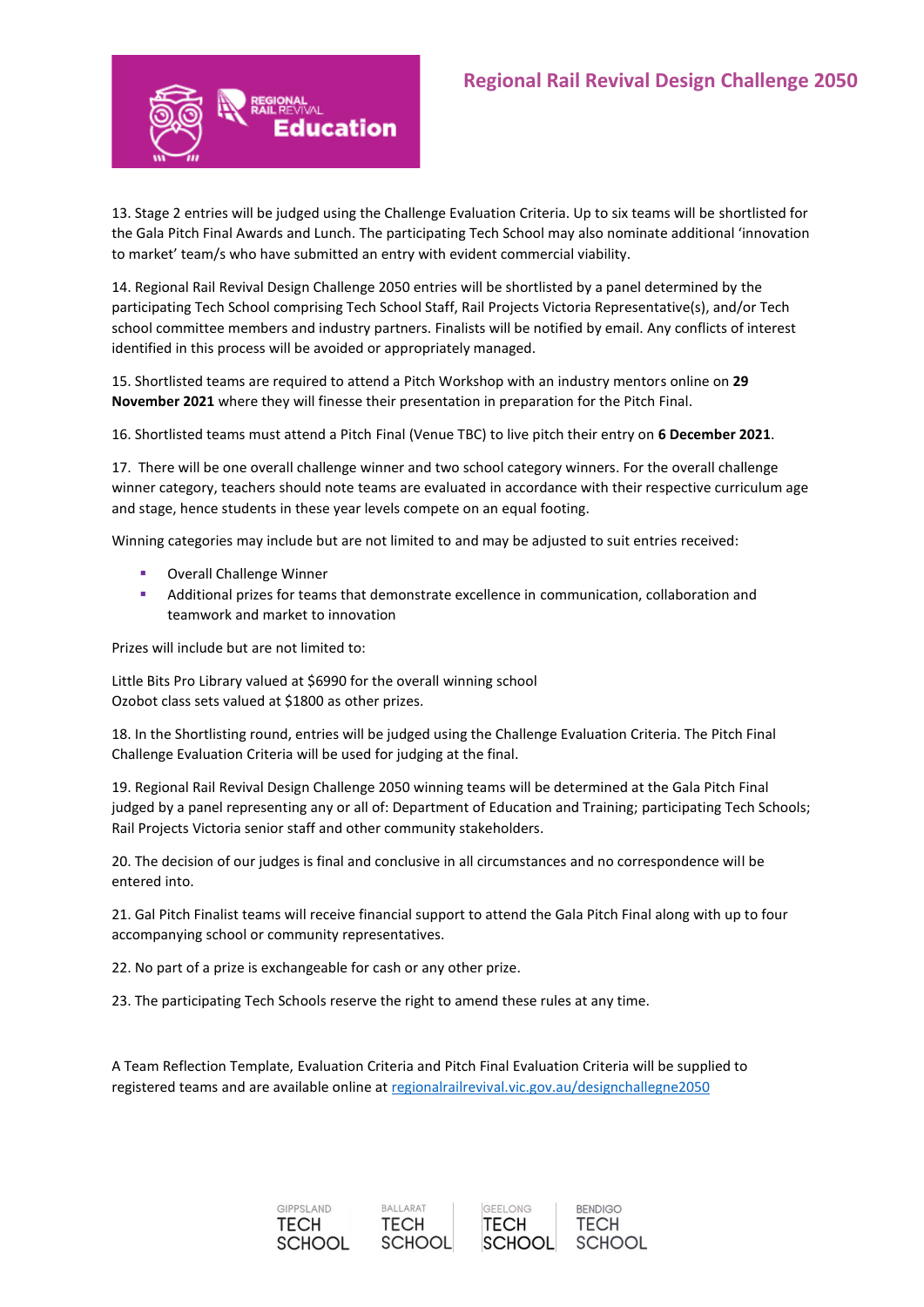# Regional Rail Revival Design Challenge 2050

13. Stage 2 entries will be judged using the Challenge Evaluation Criteria. Up to six teams will be shortlisted for the Gala Pitch Final Awards and Lunch. The participating Tech School may also nominate additional 'innovation to market' team/s who have submitted an entry with evident commercial viability.

14. Regional Rail Revival Design Challenge 2050 entries will be shortlisted by a panel determined by the participating Tech School comprising Tech School Staff, Rail Projects Victoria Representative(s), and/or Tech school committee members and industry partners. Finalists will be notified by email. Any conflicts of interest identified in this process will be avoided or appropriately managed.

15. Shortlisted teams are required to attend a Pitch Workshop with an industry mentors online on **29 November 2021** where they will finesse their presentation in preparation for the Pitch Final.

16. Shortlisted teams must attend a Pitch Final (Venue TBC) to live pitch their entry on **6 December 2021**.

17. There will be one overall challenge winner and two school category winners. For the overall challenge winner category, teachers should note teams are evaluated in accordance with their respective curriculum age and stage, hence students in these year levels compete on an equal footing.

Winning categories may include but are not limited to and may be adjusted to suit entries received:

- Overall Challenge Winner
- Additional prizes for teams that demonstrate excellence in communication, collaboration and teamwork and market to innovation

Prizes will include but are not limited to:

Little Bits Pro Library valued at $6990 for the overall winning school
Ozobot class sets valued at $1800 as other prizes.

18. In the Shortlisting round, entries will be judged using the Challenge Evaluation Criteria. The Pitch Final Challenge Evaluation Criteria will be used for judging at the final.

19. Regional Rail Revival Design Challenge 2050 winning teams will be determined at the Gala Pitch Final judged by a panel representing any or all of: Department of Education and Training; participating Tech Schools; Rail Projects Victoria senior staff and other community stakeholders.

20. The decision of our judges is final and conclusive in all circumstances and no correspondence will be entered into.

21. Gal Pitch Finalist teams will receive financial support to attend the Gala Pitch Final along with up to four accompanying school or community representatives.

22. No part of a prize is exchangeable for cash or any other prize.

23. The participating Tech Schools reserve the right to amend these rules at any time.

A Team Reflection Template, Evaluation Criteria and Pitch Final Evaluation Criteria will be supplied to registered teams and are available online at [regionalrailrevival.vic.gov.au/designchallegne2050](regionalrailrevival.vic.gov.au/designchallegne2050)

GIPPSLAND TECH SCHOOL | BALLARAT TECH SCHOOL | GEELONG TECH SCHOOL | BENDIGO TECH SCHOOL